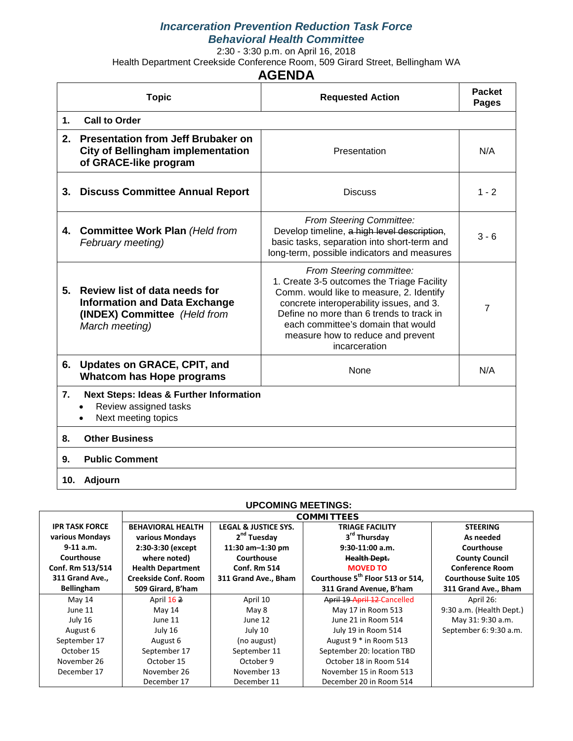# *Incarceration Prevention Reduction Task Force*
## *Behavioral Health Committee*

2:30 - 3:30 p.m. on April 16, 2018

Health Department Creekside Conference Room, 509 Girard Street, Bellingham WA

## AGENDA

| Topic | Requested Action | Packet Pages |
|---|---|---|
| **1. Call to Order** | | |
| **2. Presentation from Jeff Brubaker on City of Bellingham implementation of GRACE-like program** | Presentation | N/A |
| **3. Discuss Committee Annual Report** | Discuss | 1 - 2 |
| **4. Committee Work Plan** *(Held from February meeting)* | *From Steering Committee:* Develop timeline, ~~a high level description~~, basic tasks, separation into short-term and long-term, possible indicators and measures | 3 - 6 |
| **5. Review list of data needs for Information and Data Exchange (INDEX) Committee** *(Held from March meeting)* | *From Steering committee:* 1. Create 3-5 outcomes the Triage Facility Comm. would like to measure, 2. Identify concrete interoperability issues, and 3. Define no more than 6 trends to track in each committee's domain that would measure how to reduce and prevent incarceration | 7 |
| **6. Updates on GRACE, CPIT, and Whatcom has Hope programs** | None | N/A |
| **7. Next Steps: Ideas & Further Information**<br>• Review assigned tasks<br>• Next meeting topics | | |
| **8. Other Business** | | |
| **9. Public Comment** | | |
| **10. Adjourn** | | |

### UPCOMING MEETINGS:

| | COMMITTEES | | | |
|---|---|---|---|---|
| **IPR TASK FORCE**<br>**various Mondays**<br>**9-11 a.m.**<br>**Courthouse**<br>**Conf. Rm 513/514**<br>**311 Grand Ave., Bellingham** | **BEHAVIORAL HEALTH**<br>**various Mondays**<br>**2:30-3:30 (except where noted)**<br>**Health Department**<br>**Creekside Conf. Room**<br>**509 Girard, B'ham** | **LEGAL & JUSTICE SYS.**<br>**2nd Tuesday**<br>**11:30 am–1:30 pm**<br>**Courthouse**<br>**Conf. Rm 514**<br>**311 Grand Ave., Bham** | **TRIAGE FACILITY**<br>**3rd Thursday**<br>**9:30-11:00 a.m.**<br>~~**Health Dept.**~~<br>**MOVED TO**<br>**Courthouse 5th Floor 513 or 514,**<br>**311 Grand Avenue, B'ham** | **STEERING**<br>**As needed**<br>**Courthouse**<br>**County Council**<br>**Conference Room**<br>**Courthouse Suite 105**<br>**311 Grand Ave., Bham** |
| May 14<br>June 11<br>July 16<br>August 6<br>September 17<br>October 15<br>November 26<br>December 17 | April 16 ~~2~~<br>May 14<br>June 11<br>July 16<br>August 6<br>September 17<br>October 15<br>November 26<br>December 17 | April 10<br>May 8<br>June 12<br>July 10<br>(no august)<br>September 11<br>October 9<br>November 13<br>December 11 | ~~April 19~~ ~~April 12~~ Cancelled<br>May 17 in Room 513<br>June 21 in Room 514<br>July 19 in Room 514<br>August 9 * in Room 513<br>September 20: location TBD<br>October 18 in Room 514<br>November 15 in Room 513<br>December 20 in Room 514 | April 26:<br>9:30 a.m. (Health Dept.)<br>May 31: 9:30 a.m.<br>September 6: 9:30 a.m. |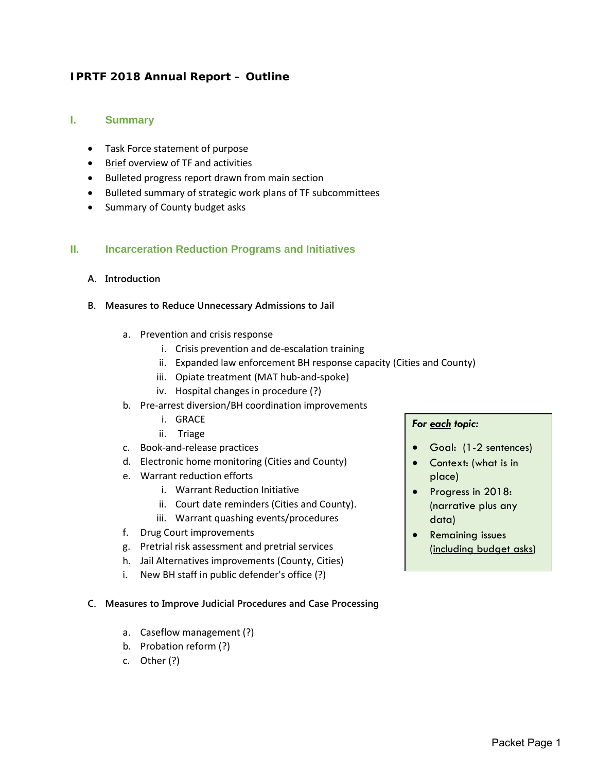# IPRTF 2018 Annual Report – Outline

## I. Summary

- Task Force statement of purpose
- Brief overview of TF and activities
- Bulleted progress report drawn from main section
- Bulleted summary of strategic work plans of TF subcommittees
- Summary of County budget asks

## II. Incarceration Reduction Programs and Initiatives

### A. Introduction

### B. Measures to Reduce Unnecessary Admissions to Jail

a. Prevention and crisis response
   i. Crisis prevention and de-escalation training
   ii. Expanded law enforcement BH response capacity (Cities and County)
   iii. Opiate treatment (MAT hub-and-spoke)
   iv. Hospital changes in procedure (?)

b. Pre-arrest diversion/BH coordination improvements
   i. GRACE
   ii. Triage

c. Book-and-release practices

d. Electronic home monitoring (Cities and County)

e. Warrant reduction efforts
   i. Warrant Reduction Initiative
   ii. Court date reminders (Cities and County).
   iii. Warrant quashing events/procedures

f. Drug Court improvements

g. Pretrial risk assessment and pretrial services

h. Jail Alternatives improvements (County, Cities)

i. New BH staff in public defender's office (?)

> ***For each topic:***
>
> - Goal: (1-2 sentences)
> - Context: (what is in place)
> - Progress in 2018: (narrative plus any data)
> - Remaining issues (including budget asks)

### C. Measures to Improve Judicial Procedures and Case Processing

a. Caseflow management (?)

b. Probation reform (?)

c. Other (?)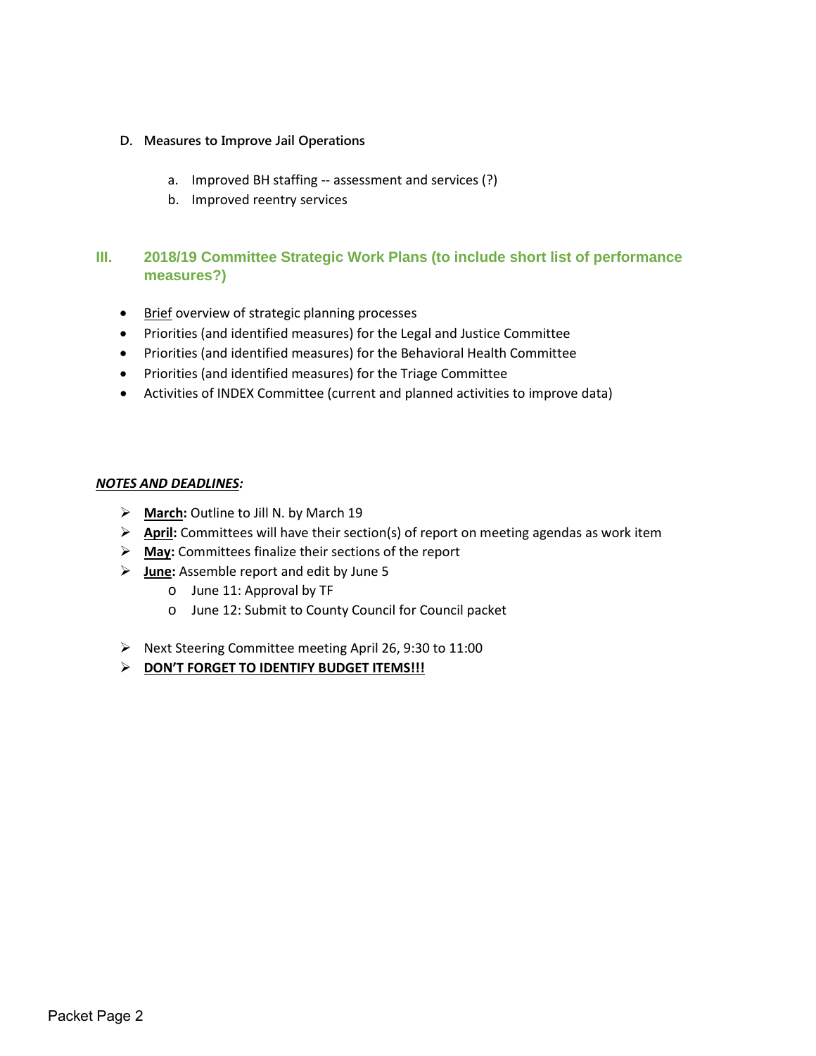**D. Measures to Improve Jail Operations**

a. Improved BH staffing -- assessment and services (?)
b. Improved reentry services

## III. 2018/19 Committee Strategic Work Plans (to include short list of performance measures?)

- Brief overview of strategic planning processes
- Priorities (and identified measures) for the Legal and Justice Committee
- Priorities (and identified measures) for the Behavioral Health Committee
- Priorities (and identified measures) for the Triage Committee
- Activities of INDEX Committee (current and planned activities to improve data)

***NOTES AND DEADLINES:***

- **March:** Outline to Jill N. by March 19
- **April:** Committees will have their section(s) of report on meeting agendas as work item
- **May:** Committees finalize their sections of the report
- **June:** Assemble report and edit by June 5
  - June 11: Approval by TF
  - June 12: Submit to County Council for Council packet
- Next Steering Committee meeting April 26, 9:30 to 11:00
- **DON'T FORGET TO IDENTIFY BUDGET ITEMS!!!**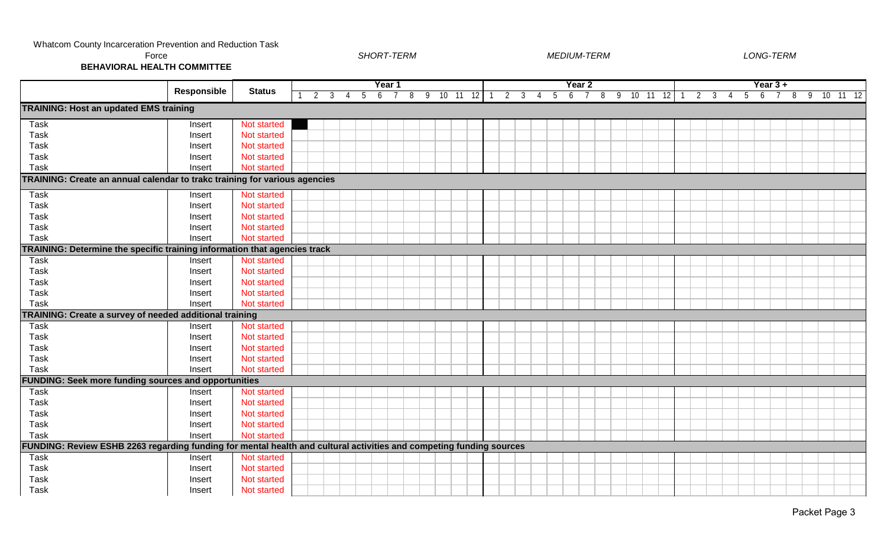Whatcom County Incarceration Prevention and Reduction Task Force

**BEHAVIORAL HEALTH COMMITTEE**

*SHORT-TERM* *MEDIUM-TERM* *LONG-TERM*

| | Responsible | Status | Year 1 | | | | | | | | | | | | Year 2 | | | | | | | | | | | | Year 3 + | | | | | | | | | | | |
|---|---|---|---|---|---|---|---|---|---|---|---|---|---|---|---|---|---|---|---|---|---|---|---|---|---|---|---|---|---|---|---|---|---|---|---|---|---|---|
| | | | 1 | 2 | 3 | 4 | 5 | 6 | 7 | 8 | 9 | 10 | 11 | 12 | 1 | 2 | 3 | 4 | 5 | 6 | 7 | 8 | 9 | 10 | 11 | 12 | 1 | 2 | 3 | 4 | 5 | 6 | 7 | 8 | 9 | 10 | 11 | 12 |
| **TRAINING: Host an updated EMS training** | | | | | | | | | | | | | | | | | | | | | | | | | | | | | | | | | | | | | | |
| Task | Insert | Not started | ■ | | | | | | | | | | | | | | | | | | | | | | | | | | | | | | | | | | | |
| Task | Insert | Not started | | | | | | | | | | | | | | | | | | | | | | | | | | | | | | | | | | | | |
| Task | Insert | Not started | | | | | | | | | | | | | | | | | | | | | | | | | | | | | | | | | | | | |
| Task | Insert | Not started | | | | | | | | | | | | | | | | | | | | | | | | | | | | | | | | | | | | |
| Task | Insert | Not started | | | | | | | | | | | | | | | | | | | | | | | | | | | | | | | | | | | | |
| **TRAINING: Create an annual calendar to trakc training for various agencies** | | | | | | | | | | | | | | | | | | | | | | | | | | | | | | | | | | | | | | |
| Task | Insert | Not started | | | | | | | | | | | | | | | | | | | | | | | | | | | | | | | | | | | | |
| Task | Insert | Not started | | | | | | | | | | | | | | | | | | | | | | | | | | | | | | | | | | | | |
| Task | Insert | Not started | | | | | | | | | | | | | | | | | | | | | | | | | | | | | | | | | | | | |
| Task | Insert | Not started | | | | | | | | | | | | | | | | | | | | | | | | | | | | | | | | | | | | |
| Task | Insert | Not started | | | | | | | | | | | | | | | | | | | | | | | | | | | | | | | | | | | | |
| **TRAINING: Determine the specific training information that agencies track** | | | | | | | | | | | | | | | | | | | | | | | | | | | | | | | | | | | | | | |
| Task | Insert | Not started | | | | | | | | | | | | | | | | | | | | | | | | | | | | | | | | | | | | |
| Task | Insert | Not started | | | | | | | | | | | | | | | | | | | | | | | | | | | | | | | | | | | | |
| Task | Insert | Not started | | | | | | | | | | | | | | | | | | | | | | | | | | | | | | | | | | | | |
| Task | Insert | Not started | | | | | | | | | | | | | | | | | | | | | | | | | | | | | | | | | | | | |
| Task | Insert | Not started | | | | | | | | | | | | | | | | | | | | | | | | | | | | | | | | | | | | |
| **TRAINING: Create a survey of needed additional training** | | | | | | | | | | | | | | | | | | | | | | | | | | | | | | | | | | | | | | |
| Task | Insert | Not started | | | | | | | | | | | | | | | | | | | | | | | | | | | | | | | | | | | | |
| Task | Insert | Not started | | | | | | | | | | | | | | | | | | | | | | | | | | | | | | | | | | | | |
| Task | Insert | Not started | | | | | | | | | | | | | | | | | | | | | | | | | | | | | | | | | | | | |
| Task | Insert | Not started | | | | | | | | | | | | | | | | | | | | | | | | | | | | | | | | | | | | |
| Task | Insert | Not started | | | | | | | | | | | | | | | | | | | | | | | | | | | | | | | | | | | | |
| **FUNDING: Seek more funding sources and opportunities** | | | | | | | | | | | | | | | | | | | | | | | | | | | | | | | | | | | | | | |
| Task | Insert | Not started | | | | | | | | | | | | | | | | | | | | | | | | | | | | | | | | | | | | |
| Task | Insert | Not started | | | | | | | | | | | | | | | | | | | | | | | | | | | | | | | | | | | | |
| Task | Insert | Not started | | | | | | | | | | | | | | | | | | | | | | | | | | | | | | | | | | | | |
| Task | Insert | Not started | | | | | | | | | | | | | | | | | | | | | | | | | | | | | | | | | | | | |
| Task | Insert | Not started | | | | | | | | | | | | | | | | | | | | | | | | | | | | | | | | | | | | |
| **FUNDING: Review ESHB 2263 regarding funding for mental health and cultural activities and competing funding sources** | | | | | | | | | | | | | | | | | | | | | | | | | | | | | | | | | | | | | | |
| Task | Insert | Not started | | | | | | | | | | | | | | | | | | | | | | | | | | | | | | | | | | | | |
| Task | Insert | Not started | | | | | | | | | | | | | | | | | | | | | | | | | | | | | | | | | | | | |
| Task | Insert | Not started | | | | | | | | | | | | | | | | | | | | | | | | | | | | | | | | | | | | |
| Task | Insert | Not started | | | | | | | | | | | | | | | | | | | | | | | | | | | | | | | | | | | | |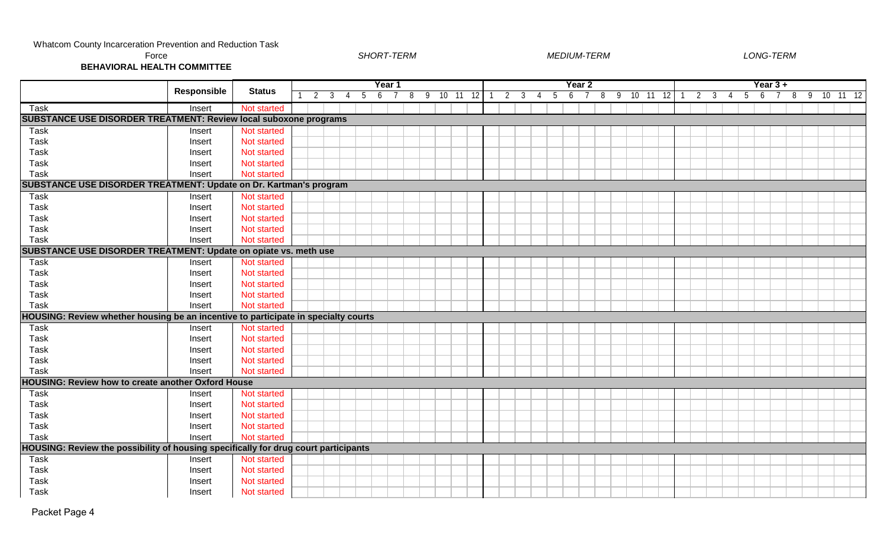Whatcom County Incarceration Prevention and Reduction Task Force

**BEHAVIORAL HEALTH COMMITTEE**

*SHORT-TERM* *MEDIUM-TERM* *LONG-TERM*

| | Responsible | Status | Year 1 | | | | | | | | | | | | Year 2 | | | | | | | | | | | | Year 3 + | | | | | | | | | | | |
|---|---|---|---|---|---|---|---|---|---|---|---|---|---|---|---|---|---|---|---|---|---|---|---|---|---|---|---|---|---|---|---|---|---|---|---|---|---|---|
| | | | 1 | 2 | 3 | 4 | 5 | 6 | 7 | 8 | 9 | 10 | 11 | 12 | 1 | 2 | 3 | 4 | 5 | 6 | 7 | 8 | 9 | 10 | 11 | 12 | 1 | 2 | 3 | 4 | 5 | 6 | 7 | 8 | 9 | 10 | 11 | 12 |
| Task | Insert | Not started | | | | | | | | | | | | | | | | | | | | | | | | | | | | | | | | | | | | |
| **SUBSTANCE USE DISORDER TREATMENT: Review local suboxone programs** | | | | | | | | | | | | | | | | | | | | | | | | | | | | | | | | | | | | | | |
| Task | Insert | Not started | | | | | | | | | | | | | | | | | | | | | | | | | | | | | | | | | | | | |
| Task | Insert | Not started | | | | | | | | | | | | | | | | | | | | | | | | | | | | | | | | | | | | |
| Task | Insert | Not started | | | | | | | | | | | | | | | | | | | | | | | | | | | | | | | | | | | | |
| Task | Insert | Not started | | | | | | | | | | | | | | | | | | | | | | | | | | | | | | | | | | | | |
| Task | Insert | Not started | | | | | | | | | | | | | | | | | | | | | | | | | | | | | | | | | | | | |
| **SUBSTANCE USE DISORDER TREATMENT: Update on Dr. Kartman's program** | | | | | | | | | | | | | | | | | | | | | | | | | | | | | | | | | | | | | | |
| Task | Insert | Not started | | | | | | | | | | | | | | | | | | | | | | | | | | | | | | | | | | | | |
| Task | Insert | Not started | | | | | | | | | | | | | | | | | | | | | | | | | | | | | | | | | | | | |
| Task | Insert | Not started | | | | | | | | | | | | | | | | | | | | | | | | | | | | | | | | | | | | |
| Task | Insert | Not started | | | | | | | | | | | | | | | | | | | | | | | | | | | | | | | | | | | | |
| Task | Insert | Not started | | | | | | | | | | | | | | | | | | | | | | | | | | | | | | | | | | | | |
| **SUBSTANCE USE DISORDER TREATMENT: Update on opiate vs. meth use** | | | | | | | | | | | | | | | | | | | | | | | | | | | | | | | | | | | | | | |
| Task | Insert | Not started | | | | | | | | | | | | | | | | | | | | | | | | | | | | | | | | | | | | |
| Task | Insert | Not started | | | | | | | | | | | | | | | | | | | | | | | | | | | | | | | | | | | | |
| Task | Insert | Not started | | | | | | | | | | | | | | | | | | | | | | | | | | | | | | | | | | | | |
| Task | Insert | Not started | | | | | | | | | | | | | | | | | | | | | | | | | | | | | | | | | | | | |
| Task | Insert | Not started | | | | | | | | | | | | | | | | | | | | | | | | | | | | | | | | | | | | |
| **HOUSING: Review whether housing be an incentive to participate in specialty courts** | | | | | | | | | | | | | | | | | | | | | | | | | | | | | | | | | | | | | | |
| Task | Insert | Not started | | | | | | | | | | | | | | | | | | | | | | | | | | | | | | | | | | | | |
| Task | Insert | Not started | | | | | | | | | | | | | | | | | | | | | | | | | | | | | | | | | | | | |
| Task | Insert | Not started | | | | | | | | | | | | | | | | | | | | | | | | | | | | | | | | | | | | |
| Task | Insert | Not started | | | | | | | | | | | | | | | | | | | | | | | | | | | | | | | | | | | | |
| Task | Insert | Not started | | | | | | | | | | | | | | | | | | | | | | | | | | | | | | | | | | | | |
| **HOUSING: Review how to create another Oxford House** | | | | | | | | | | | | | | | | | | | | | | | | | | | | | | | | | | | | | | |
| Task | Insert | Not started | | | | | | | | | | | | | | | | | | | | | | | | | | | | | | | | | | | | |
| Task | Insert | Not started | | | | | | | | | | | | | | | | | | | | | | | | | | | | | | | | | | | | |
| Task | Insert | Not started | | | | | | | | | | | | | | | | | | | | | | | | | | | | | | | | | | | | |
| Task | Insert | Not started | | | | | | | | | | | | | | | | | | | | | | | | | | | | | | | | | | | | |
| Task | Insert | Not started | | | | | | | | | | | | | | | | | | | | | | | | | | | | | | | | | | | | |
| **HOUSING: Review the possibility of housing specifically for drug court participants** | | | | | | | | | | | | | | | | | | | | | | | | | | | | | | | | | | | | | | |
| Task | Insert | Not started | | | | | | | | | | | | | | | | | | | | | | | | | | | | | | | | | | | | |
| Task | Insert | Not started | | | | | | | | | | | | | | | | | | | | | | | | | | | | | | | | | | | | |
| Task | Insert | Not started | | | | | | | | | | | | | | | | | | | | | | | | | | | | | | | | | | | | |
| Task | Insert | Not started | | | | | | | | | | | | | | | | | | | | | | | | | | | | | | | | | | | | |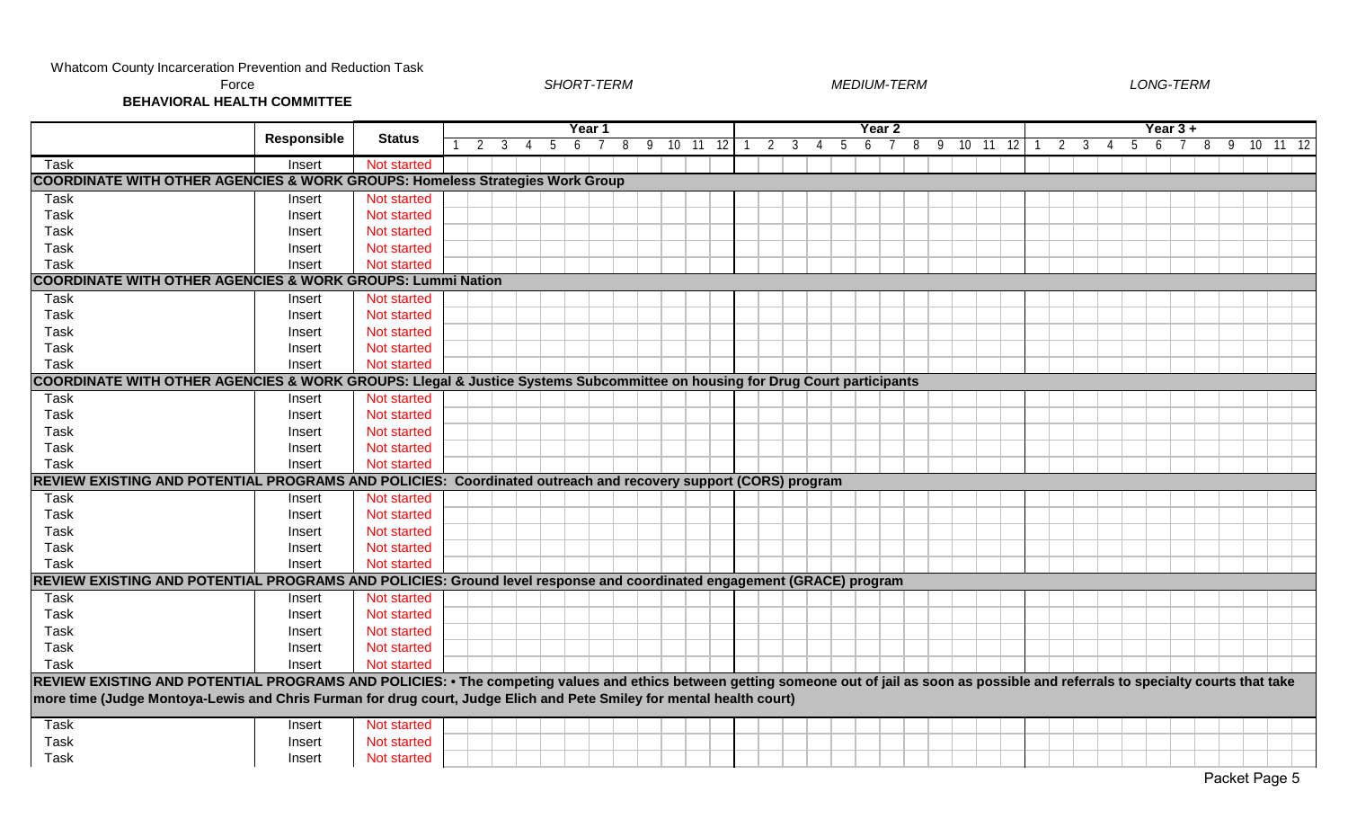Whatcom County Incarceration Prevention and Reduction Task Force

**BEHAVIORAL HEALTH COMMITTEE**

*SHORT-TERM* *MEDIUM-TERM* *LONG-TERM*

| | Responsible | Status | Year 1 | | | | | | | | | | | | Year 2 | | | | | | | | | | | | Year 3 + | | | | | | | | | | | |
|---|---|---|---|---|---|---|---|---|---|---|---|---|---|---|---|---|---|---|---|---|---|---|---|---|---|---|---|---|---|---|---|---|---|---|---|---|---|---|
| | | | 1 | 2 | 3 | 4 | 5 | 6 | 7 | 8 | 9 | 10 | 11 | 12 | 1 | 2 | 3 | 4 | 5 | 6 | 7 | 8 | 9 | 10 | 11 | 12 | 1 | 2 | 3 | 4 | 5 | 6 | 7 | 8 | 9 | 10 | 11 | 12 |
| Task | Insert | Not started | | | | | | | | | | | | | | | | | | | | | | | | | | | | | | | | | | | | |
| **COORDINATE WITH OTHER AGENCIES & WORK GROUPS: Homeless Strategies Work Group** | | | | | | | | | | | | | | | | | | | | | | | | | | | | | | | | | | | | | | |
| Task | Insert | Not started | | | | | | | | | | | | | | | | | | | | | | | | | | | | | | | | | | | | |
| Task | Insert | Not started | | | | | | | | | | | | | | | | | | | | | | | | | | | | | | | | | | | | |
| Task | Insert | Not started | | | | | | | | | | | | | | | | | | | | | | | | | | | | | | | | | | | | |
| Task | Insert | Not started | | | | | | | | | | | | | | | | | | | | | | | | | | | | | | | | | | | | |
| Task | Insert | Not started | | | | | | | | | | | | | | | | | | | | | | | | | | | | | | | | | | | | |
| **COORDINATE WITH OTHER AGENCIES & WORK GROUPS: Lummi Nation** | | | | | | | | | | | | | | | | | | | | | | | | | | | | | | | | | | | | | | |
| Task | Insert | Not started | | | | | | | | | | | | | | | | | | | | | | | | | | | | | | | | | | | | |
| Task | Insert | Not started | | | | | | | | | | | | | | | | | | | | | | | | | | | | | | | | | | | | |
| Task | Insert | Not started | | | | | | | | | | | | | | | | | | | | | | | | | | | | | | | | | | | | |
| Task | Insert | Not started | | | | | | | | | | | | | | | | | | | | | | | | | | | | | | | | | | | | |
| Task | Insert | Not started | | | | | | | | | | | | | | | | | | | | | | | | | | | | | | | | | | | | |
| **COORDINATE WITH OTHER AGENCIES & WORK GROUPS: Llegal & Justice Systems Subcommittee on housing for Drug Court participants** | | | | | | | | | | | | | | | | | | | | | | | | | | | | | | | | | | | | | | |
| Task | Insert | Not started | | | | | | | | | | | | | | | | | | | | | | | | | | | | | | | | | | | | |
| Task | Insert | Not started | | | | | | | | | | | | | | | | | | | | | | | | | | | | | | | | | | | | |
| Task | Insert | Not started | | | | | | | | | | | | | | | | | | | | | | | | | | | | | | | | | | | | |
| Task | Insert | Not started | | | | | | | | | | | | | | | | | | | | | | | | | | | | | | | | | | | | |
| Task | Insert | Not started | | | | | | | | | | | | | | | | | | | | | | | | | | | | | | | | | | | | |
| **REVIEW EXISTING AND POTENTIAL PROGRAMS AND POLICIES: Coordinated outreach and recovery support (CORS) program** | | | | | | | | | | | | | | | | | | | | | | | | | | | | | | | | | | | | | | |
| Task | Insert | Not started | | | | | | | | | | | | | | | | | | | | | | | | | | | | | | | | | | | | |
| Task | Insert | Not started | | | | | | | | | | | | | | | | | | | | | | | | | | | | | | | | | | | | |
| Task | Insert | Not started | | | | | | | | | | | | | | | | | | | | | | | | | | | | | | | | | | | | |
| Task | Insert | Not started | | | | | | | | | | | | | | | | | | | | | | | | | | | | | | | | | | | | |
| Task | Insert | Not started | | | | | | | | | | | | | | | | | | | | | | | | | | | | | | | | | | | | |
| **REVIEW EXISTING AND POTENTIAL PROGRAMS AND POLICIES: Ground level response and coordinated engagement (GRACE) program** | | | | | | | | | | | | | | | | | | | | | | | | | | | | | | | | | | | | | | |
| Task | Insert | Not started | | | | | | | | | | | | | | | | | | | | | | | | | | | | | | | | | | | | |
| Task | Insert | Not started | | | | | | | | | | | | | | | | | | | | | | | | | | | | | | | | | | | | |
| Task | Insert | Not started | | | | | | | | | | | | | | | | | | | | | | | | | | | | | | | | | | | | |
| Task | Insert | Not started | | | | | | | | | | | | | | | | | | | | | | | | | | | | | | | | | | | | |
| Task | Insert | Not started | | | | | | | | | | | | | | | | | | | | | | | | | | | | | | | | | | | | |
| **REVIEW EXISTING AND POTENTIAL PROGRAMS AND POLICIES: • The competing values and ethics between getting someone out of jail as soon as possible and referrals to specialty courts that take more time (Judge Montoya-Lewis and Chris Furman for drug court, Judge Elich and Pete Smiley for mental health court)** | | | | | | | | | | | | | | | | | | | | | | | | | | | | | | | | | | | | | | |
| Task | Insert | Not started | | | | | | | | | | | | | | | | | | | | | | | | | | | | | | | | | | | | |
| Task | Insert | Not started | | | | | | | | | | | | | | | | | | | | | | | | | | | | | | | | | | | | |
| Task | Insert | Not started | | | | | | | | | | | | | | | | | | | | | | | | | | | | | | | | | | | | |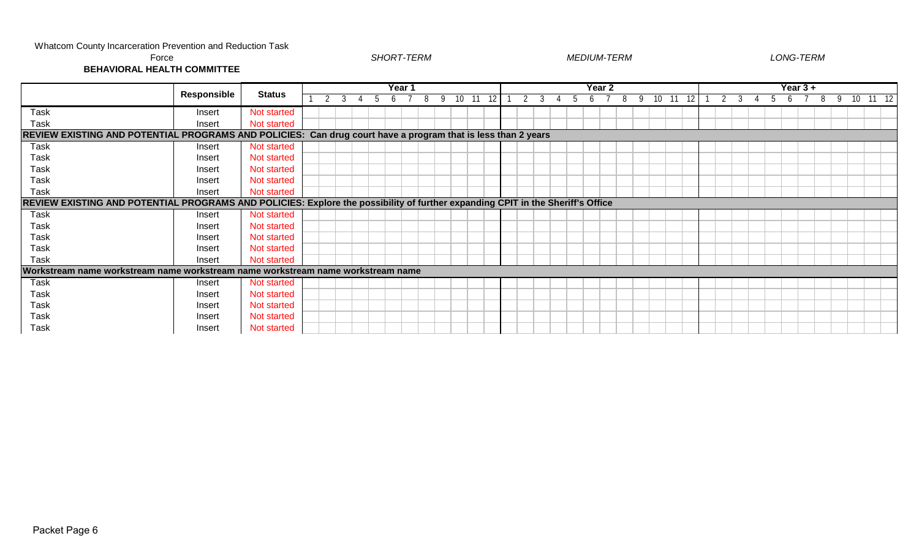Whatcom County Incarceration Prevention and Reduction Task Force

**BEHAVIORAL HEALTH COMMITTEE**

*SHORT-TERM* *MEDIUM-TERM* *LONG-TERM*

| | Responsible | Status | Year 1 | | | | | | | | | | | | Year 2 | | | | | | | | | | | | Year 3 + | | | | | | | | | | | |
|---|---|---|---|---|---|---|---|---|---|---|---|---|---|---|---|---|---|---|---|---|---|---|---|---|---|---|---|---|---|---|---|---|---|---|---|---|---|---|
| | | | 1 | 2 | 3 | 4 | 5 | 6 | 7 | 8 | 9 | 10 | 11 | 12 | 1 | 2 | 3 | 4 | 5 | 6 | 7 | 8 | 9 | 10 | 11 | 12 | 1 | 2 | 3 | 4 | 5 | 6 | 7 | 8 | 9 | 10 | 11 | 12 |
| Task | Insert | Not started | | | | | | | | | | | | | | | | | | | | | | | | | | | | | | | | | | | | |
| Task | Insert | Not started | | | | | | | | | | | | | | | | | | | | | | | | | | | | | | | | | | | | |
| **REVIEW EXISTING AND POTENTIAL PROGRAMS AND POLICIES: Can drug court have a program that is less than 2 years** | | | | | | | | | | | | | | | | | | | | | | | | | | | | | | | | | | | | | | |
| Task | Insert | Not started | | | | | | | | | | | | | | | | | | | | | | | | | | | | | | | | | | | | |
| Task | Insert | Not started | | | | | | | | | | | | | | | | | | | | | | | | | | | | | | | | | | | | |
| Task | Insert | Not started | | | | | | | | | | | | | | | | | | | | | | | | | | | | | | | | | | | | |
| Task | Insert | Not started | | | | | | | | | | | | | | | | | | | | | | | | | | | | | | | | | | | | |
| Task | Insert | Not started | | | | | | | | | | | | | | | | | | | | | | | | | | | | | | | | | | | | |
| **REVIEW EXISTING AND POTENTIAL PROGRAMS AND POLICIES: Explore the possibility of further expanding CPIT in the Sheriff's Office** | | | | | | | | | | | | | | | | | | | | | | | | | | | | | | | | | | | | | | |
| Task | Insert | Not started | | | | | | | | | | | | | | | | | | | | | | | | | | | | | | | | | | | | |
| Task | Insert | Not started | | | | | | | | | | | | | | | | | | | | | | | | | | | | | | | | | | | | |
| Task | Insert | Not started | | | | | | | | | | | | | | | | | | | | | | | | | | | | | | | | | | | | |
| Task | Insert | Not started | | | | | | | | | | | | | | | | | | | | | | | | | | | | | | | | | | | | |
| Task | Insert | Not started | | | | | | | | | | | | | | | | | | | | | | | | | | | | | | | | | | | | |
| **Workstream name workstream name workstream name workstream name workstream name** | | | | | | | | | | | | | | | | | | | | | | | | | | | | | | | | | | | | | | |
| Task | Insert | Not started | | | | | | | | | | | | | | | | | | | | | | | | | | | | | | | | | | | | |
| Task | Insert | Not started | | | | | | | | | | | | | | | | | | | | | | | | | | | | | | | | | | | | |
| Task | Insert | Not started | | | | | | | | | | | | | | | | | | | | | | | | | | | | | | | | | | | | |
| Task | Insert | Not started | | | | | | | | | | | | | | | | | | | | | | | | | | | | | | | | | | | | |
| Task | Insert | Not started | | | | | | | | | | | | | | | | | | | | | | | | | | | | | | | | | | | | |

Packet Page 6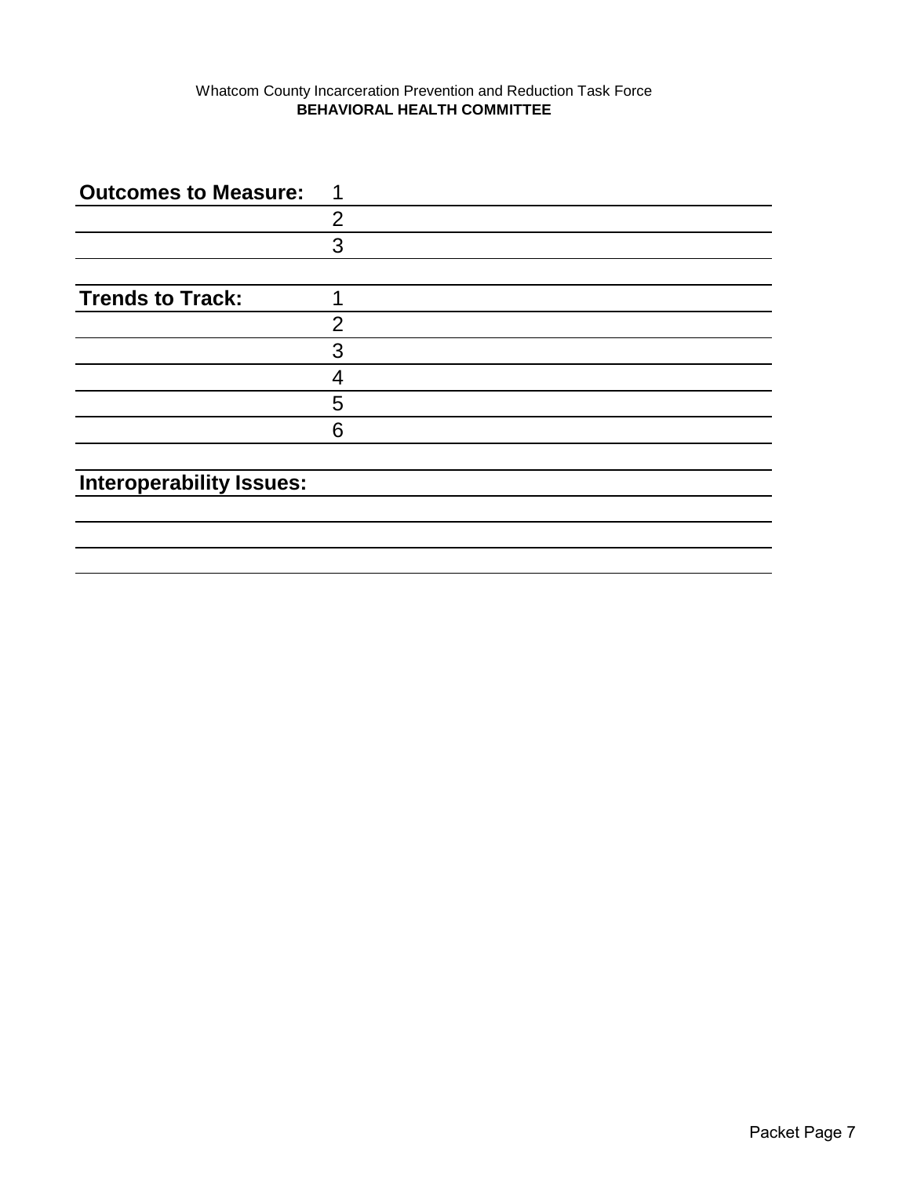Whatcom County Incarceration Prevention and Reduction Task Force
**BEHAVIORAL HEALTH COMMITTEE**

| | | |
|---|---|---|
| **Outcomes to Measure:** | 1 | |
| | 2 | |
| | 3 | |
| | | |
| **Trends to Track:** | 1 | |
| | 2 | |
| | 3 | |
| | 4 | |
| | 5 | |
| | 6 | |
| | | |
| **Interoperability Issues:** | | |
| | | |
| | | |
| | | |